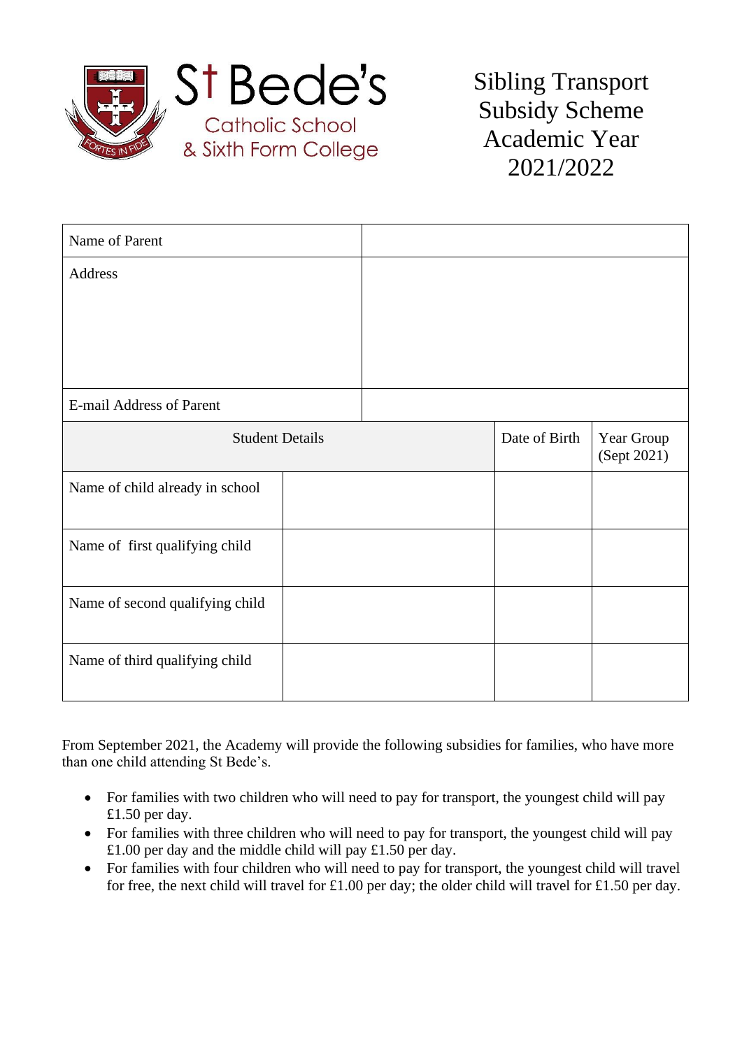St Bede's
Catholic School
& Sixth Form College

# Sibling Transport Subsidy Scheme Academic Year 2021/2022

| Name of Parent | | | |
|---|---|---|---|
| Address | | | |
| E-mail Address of Parent | | | |
| Student Details | | Date of Birth | Year Group (Sept 2021) |
| Name of child already in school | | | |
| Name of first qualifying child | | | |
| Name of second qualifying child | | | |
| Name of third qualifying child | | | |

From September 2021, the Academy will provide the following subsidies for families, who have more than one child attending St Bede's.

- For families with two children who will need to pay for transport, the youngest child will pay £1.50 per day.
- For families with three children who will need to pay for transport, the youngest child will pay £1.00 per day and the middle child will pay £1.50 per day.
- For families with four children who will need to pay for transport, the youngest child will travel for free, the next child will travel for £1.00 per day; the older child will travel for £1.50 per day.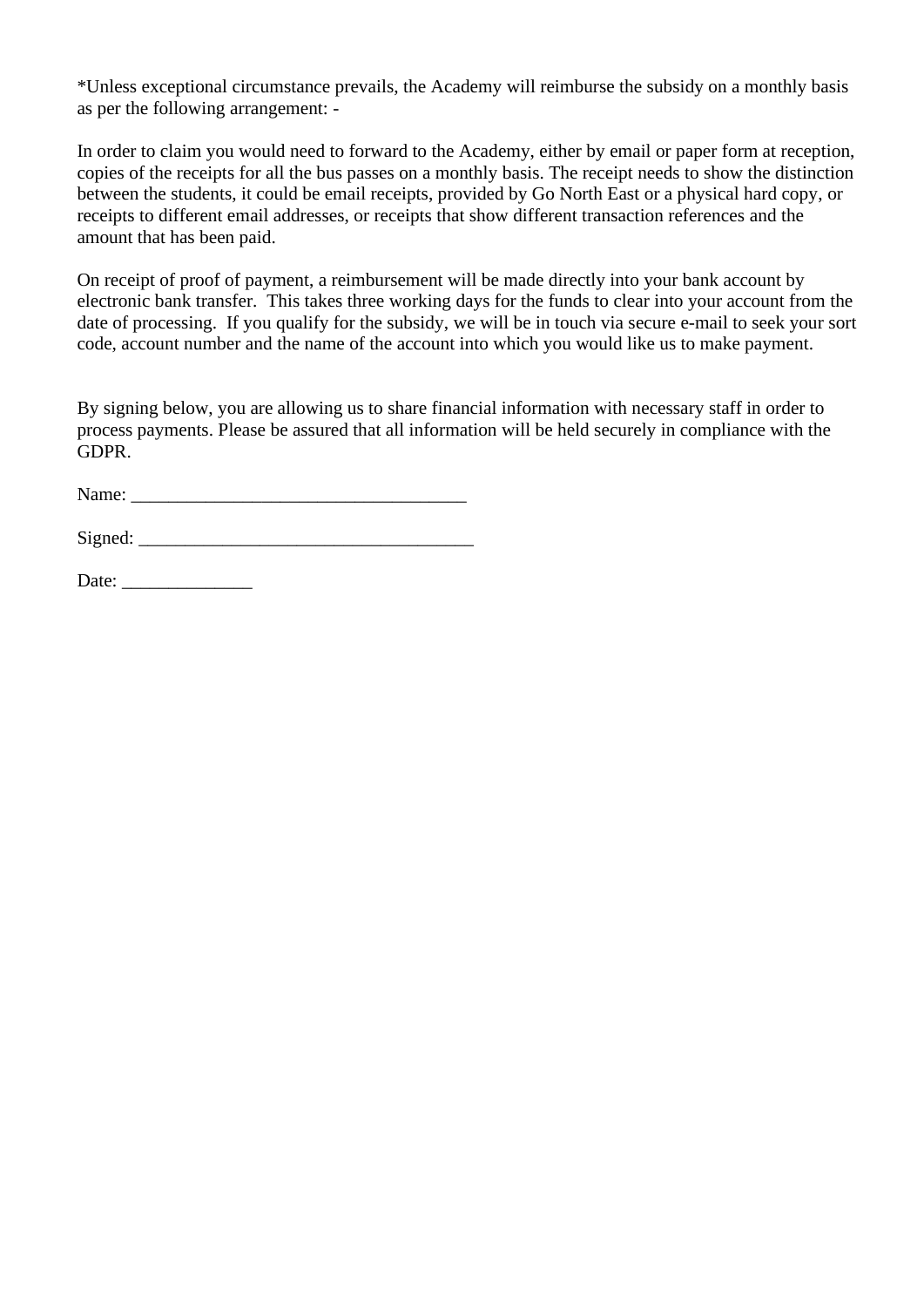*Unless exceptional circumstance prevails, the Academy will reimburse the subsidy on a monthly basis as per the following arrangement: -

In order to claim you would need to forward to the Academy, either by email or paper form at reception, copies of the receipts for all the bus passes on a monthly basis. The receipt needs to show the distinction between the students, it could be email receipts, provided by Go North East or a physical hard copy, or receipts to different email addresses, or receipts that show different transaction references and the amount that has been paid.

On receipt of proof of payment, a reimbursement will be made directly into your bank account by electronic bank transfer. This takes three working days for the funds to clear into your account from the date of processing. If you qualify for the subsidy, we will be in touch via secure e-mail to seek your sort code, account number and the name of the account into which you would like us to make payment.

By signing below, you are allowing us to share financial information with necessary staff in order to process payments. Please be assured that all information will be held securely in compliance with the GDPR.

Name: ____________________________________

Signed: ____________________________________

Date: ______________